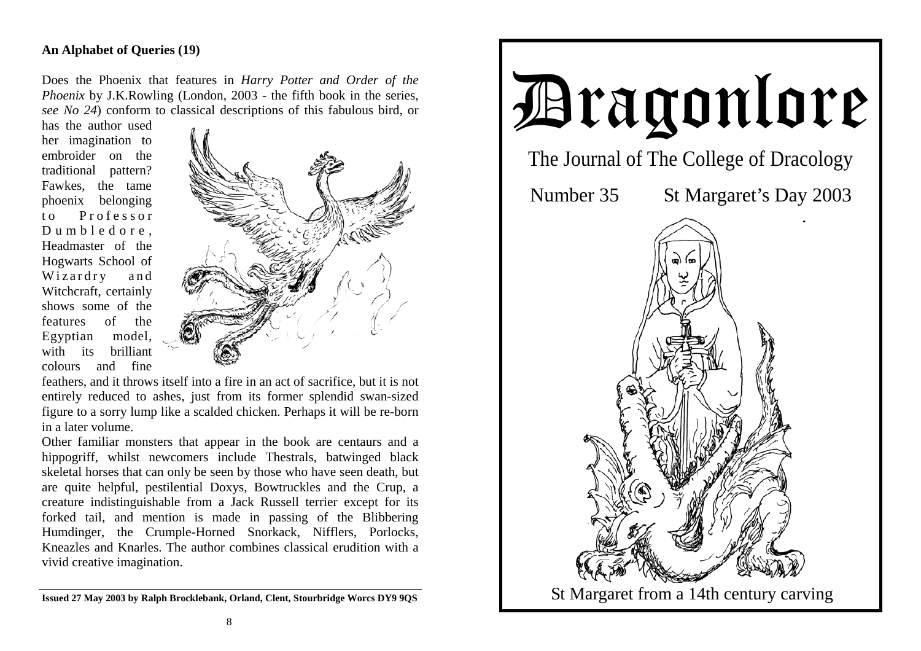### An Alphabet of Queries (19)

Does the Phoenix that features in *Harry Potter and Order of the Phoenix* by J.K.Rowling (London, 2003 - the fifth book in the series, *see No 24*) conform to classical descriptions of this fabulous bird, or has the author used her imagination to embroider on the traditional pattern? Fawkes, the tame phoenix belonging to Professor Dumbledore, Headmaster of the Hogwarts School of Wizardry and Witchcraft, certainly shows some of the features of the Egyptian model, with its brilliant colours and fine feathers, and it throws itself into a fire in an act of sacrifice, but it is not entirely reduced to ashes, just from its former splendid swan-sized figure to a sorry lump like a scalded chicken. Perhaps it will be re-born in a later volume.

Other familiar monsters that appear in the book are centaurs and a hippogriff, whilst newcomers include Thestrals, batwinged black skeletal horses that can only be seen by those who have seen death, but are quite helpful, pestilential Doxys, Bowtruckles and the Crup, a creature indistinguishable from a Jack Russell terrier except for its forked tail, and mention is made in passing of the Blibbering Humdinger, the Crumple-Horned Snorkack, Nifflers, Porlocks, Kneazles and Knarles. The author combines classical erudition with a vivid creative imagination.

**Issued 27 May 2003 by Ralph Brocklebank, Orland, Clent, Stourbridge Worcs DY9 9QS**

# Dragonlore

The Journal of The College of Dracology

Number 35 St Margaret's Day 2003

St Margaret from a 14th century carving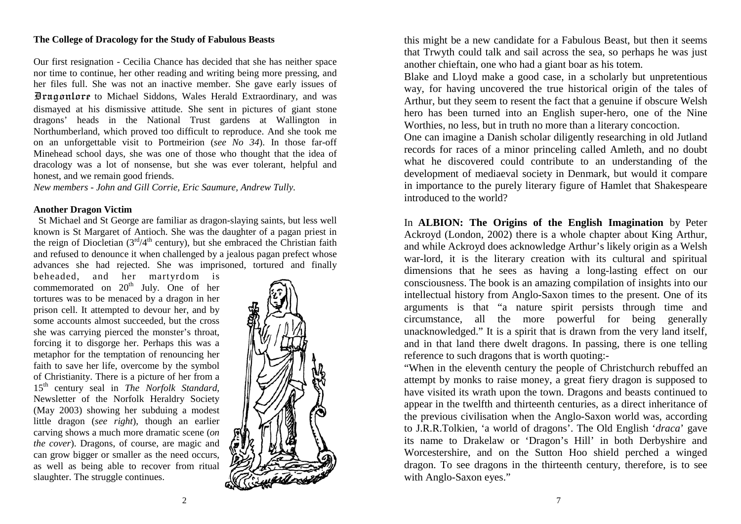**The College of Dracology for the Study of Fabulous Beasts**

Our first resignation - Cecilia Chance has decided that she has neither space nor time to continue, her other reading and writing being more pressing, and her files full. She was not an inactive member. She gave early issues of Dragonlore to Michael Siddons, Wales Herald Extraordinary, and was dismayed at his dismissive attitude. She sent in pictures of giant stone dragons' heads in the National Trust gardens at Wallington in Northumberland, which proved too difficult to reproduce. And she took me on an unforgettable visit to Portmeirion (*see No 34*). In those far-off Minehead school days, she was one of those who thought that the idea of dracology was a lot of nonsense, but she was ever tolerant, helpful and honest, and we remain good friends.

*New members - John and Gill Corrie, Eric Saumure, Andrew Tully.*

**Another Dragon Victim**

St Michael and St George are familiar as dragon-slaying saints, but less well known is St Margaret of Antioch. She was the daughter of a pagan priest in the reign of Diocletian (3rd/4th century), but she embraced the Christian faith and refused to denounce it when challenged by a jealous pagan prefect whose advances she had rejected. She was imprisoned, tortured and finally beheaded, and her martyrdom is commemorated on 20th July. One of her tortures was to be menaced by a dragon in her prison cell. It attempted to devour her, and by some accounts almost succeeded, but the cross she was carrying pierced the monster's throat, forcing it to disgorge her. Perhaps this was a metaphor for the temptation of renouncing her faith to save her life, overcome by the symbol of Christianity. There is a picture of her from a 15th century seal in *The Norfolk Standard*, Newsletter of the Norfolk Heraldry Society (May 2003) showing her subduing a modest little dragon (*see right*), though an earlier carving shows a much more dramatic scene (*on the cover*). Dragons, of course, are magic and can grow bigger or smaller as the need occurs, as well as being able to recover from ritual slaughter. The struggle continues.

this might be a new candidate for a Fabulous Beast, but then it seems that Trwyth could talk and sail across the sea, so perhaps he was just another chieftain, one who had a giant boar as his totem.

Blake and Lloyd make a good case, in a scholarly but unpretentious way, for having uncovered the true historical origin of the tales of Arthur, but they seem to resent the fact that a genuine if obscure Welsh hero has been turned into an English super-hero, one of the Nine Worthies, no less, but in truth no more than a literary concoction.

One can imagine a Danish scholar diligently researching in old Jutland records for races of a minor princeling called Amleth, and no doubt what he discovered could contribute to an understanding of the development of mediaeval society in Denmark, but would it compare in importance to the purely literary figure of Hamlet that Shakespeare introduced to the world?

In **ALBION: The Origins of the English Imagination** by Peter Ackroyd (London, 2002) there is a whole chapter about King Arthur, and while Ackroyd does acknowledge Arthur's likely origin as a Welsh war-lord, it is the literary creation with its cultural and spiritual dimensions that he sees as having a long-lasting effect on our consciousness. The book is an amazing compilation of insights into our intellectual history from Anglo-Saxon times to the present. One of its arguments is that "a nature spirit persists through time and circumstance, all the more powerful for being generally unacknowledged." It is a spirit that is drawn from the very land itself, and in that land there dwelt dragons. In passing, there is one telling reference to such dragons that is worth quoting:-

"When in the eleventh century the people of Christchurch rebuffed an attempt by monks to raise money, a great fiery dragon is supposed to have visited its wrath upon the town. Dragons and beasts continued to appear in the twelfth and thirteenth centuries, as a direct inheritance of the previous civilisation when the Anglo-Saxon world was, according to J.R.R.Tolkien, 'a world of dragons'. The Old English '*draca*' gave its name to Drakelaw or 'Dragon's Hill' in both Derbyshire and Worcestershire, and on the Sutton Hoo shield perched a winged dragon. To see dragons in the thirteenth century, therefore, is to see with Anglo-Saxon eyes."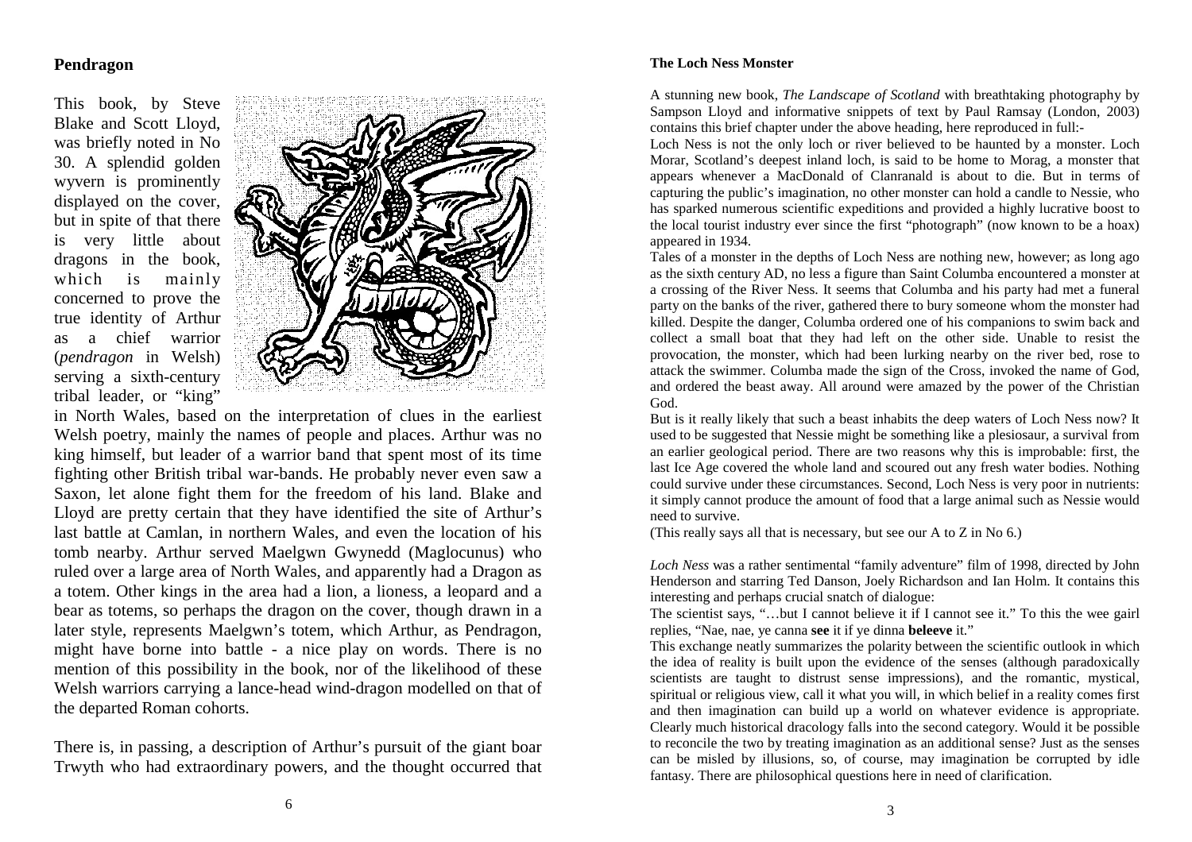## Pendragon

This book, by Steve Blake and Scott Lloyd, was briefly noted in No 30. A splendid golden wyvern is prominently displayed on the cover, but in spite of that there is very little about dragons in the book, which is mainly concerned to prove the true identity of Arthur as a chief warrior (*pendragon* in Welsh) serving a sixth-century tribal leader, or "king" in North Wales, based on the interpretation of clues in the earliest Welsh poetry, mainly the names of people and places. Arthur was no king himself, but leader of a warrior band that spent most of its time fighting other British tribal war-bands. He probably never even saw a Saxon, let alone fight them for the freedom of his land. Blake and Lloyd are pretty certain that they have identified the site of Arthur's last battle at Camlan, in northern Wales, and even the location of his tomb nearby. Arthur served Maelgwn Gwynedd (Maglocunus) who ruled over a large area of North Wales, and apparently had a Dragon as a totem. Other kings in the area had a lion, a lioness, a leopard and a bear as totems, so perhaps the dragon on the cover, though drawn in a later style, represents Maelgwn's totem, which Arthur, as Pendragon, might have borne into battle - a nice play on words. There is no mention of this possibility in the book, nor of the likelihood of these Welsh warriors carrying a lance-head wind-dragon modelled on that of the departed Roman cohorts.

There is, in passing, a description of Arthur's pursuit of the giant boar Trwyth who had extraordinary powers, and the thought occurred that

### The Loch Ness Monster

A stunning new book, *The Landscape of Scotland* with breathtaking photography by Sampson Lloyd and informative snippets of text by Paul Ramsay (London, 2003) contains this brief chapter under the above heading, here reproduced in full:-

Loch Ness is not the only loch or river believed to be haunted by a monster. Loch Morar, Scotland's deepest inland loch, is said to be home to Morag, a monster that appears whenever a MacDonald of Clanranald is about to die. But in terms of capturing the public's imagination, no other monster can hold a candle to Nessie, who has sparked numerous scientific expeditions and provided a highly lucrative boost to the local tourist industry ever since the first "photograph" (now known to be a hoax) appeared in 1934.

Tales of a monster in the depths of Loch Ness are nothing new, however; as long ago as the sixth century AD, no less a figure than Saint Columba encountered a monster at a crossing of the River Ness. It seems that Columba and his party had met a funeral party on the banks of the river, gathered there to bury someone whom the monster had killed. Despite the danger, Columba ordered one of his companions to swim back and collect a small boat that they had left on the other side. Unable to resist the provocation, the monster, which had been lurking nearby on the river bed, rose to attack the swimmer. Columba made the sign of the Cross, invoked the name of God, and ordered the beast away. All around were amazed by the power of the Christian God.

But is it really likely that such a beast inhabits the deep waters of Loch Ness now? It used to be suggested that Nessie might be something like a plesiosaur, a survival from an earlier geological period. There are two reasons why this is improbable: first, the last Ice Age covered the whole land and scoured out any fresh water bodies. Nothing could survive under these circumstances. Second, Loch Ness is very poor in nutrients: it simply cannot produce the amount of food that a large animal such as Nessie would need to survive.

(This really says all that is necessary, but see our A to Z in No 6.)

*Loch Ness* was a rather sentimental "family adventure" film of 1998, directed by John Henderson and starring Ted Danson, Joely Richardson and Ian Holm. It contains this interesting and perhaps crucial snatch of dialogue:

The scientist says, "…but I cannot believe it if I cannot see it." To this the wee gairl replies, "Nae, nae, ye canna **see** it if ye dinna **beleeve** it."

This exchange neatly summarizes the polarity between the scientific outlook in which the idea of reality is built upon the evidence of the senses (although paradoxically scientists are taught to distrust sense impressions), and the romantic, mystical, spiritual or religious view, call it what you will, in which belief in a reality comes first and then imagination can build up a world on whatever evidence is appropriate. Clearly much historical dracology falls into the second category. Would it be possible to reconcile the two by treating imagination as an additional sense? Just as the senses can be misled by illusions, so, of course, may imagination be corrupted by idle fantasy. There are philosophical questions here in need of clarification.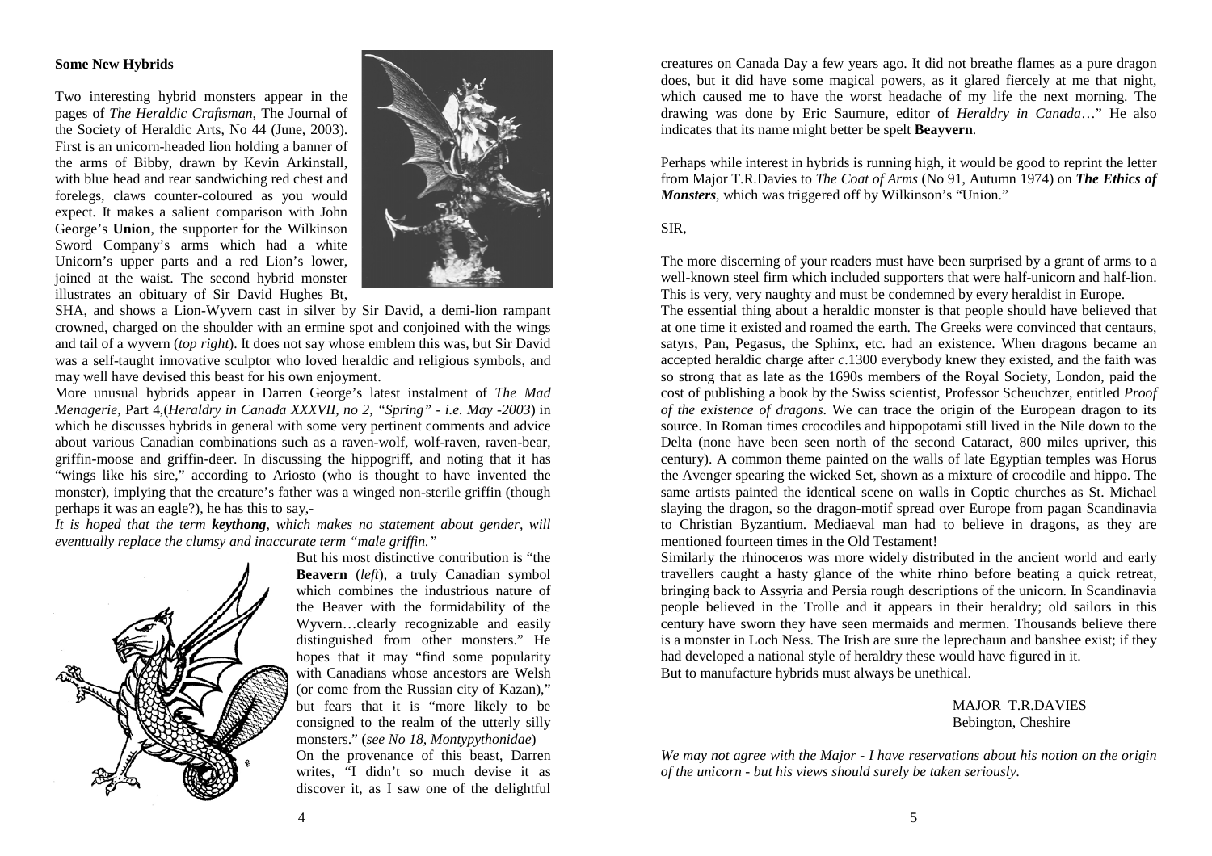**Some New Hybrids**

Two interesting hybrid monsters appear in the pages of *The Heraldic Craftsman,* The Journal of the Society of Heraldic Arts, No 44 (June, 2003). First is an unicorn-headed lion holding a banner of the arms of Bibby, drawn by Kevin Arkinstall, with blue head and rear sandwiching red chest and forelegs, claws counter-coloured as you would expect. It makes a salient comparison with John George's **Union**, the supporter for the Wilkinson Sword Company's arms which had a white Unicorn's upper parts and a red Lion's lower, joined at the waist. The second hybrid monster illustrates an obituary of Sir David Hughes Bt, SHA, and shows a Lion-Wyvern cast in silver by Sir David, a demi-lion rampant crowned, charged on the shoulder with an ermine spot and conjoined with the wings and tail of a wyvern (*top right*). It does not say whose emblem this was, but Sir David was a self-taught innovative sculptor who loved heraldic and religious symbols, and may well have devised this beast for his own enjoyment.

More unusual hybrids appear in Darren George's latest instalment of *The Mad Menagerie,* Part 4,(*Heraldry in Canada XXXVII, no 2, "Spring" - i.e. May -2003*) in which he discusses hybrids in general with some very pertinent comments and advice about various Canadian combinations such as a raven-wolf, wolf-raven, raven-bear, griffin-moose and griffin-deer. In discussing the hippogriff, and noting that it has "wings like his sire," according to Ariosto (who is thought to have invented the monster), implying that the creature's father was a winged non-sterile griffin (though perhaps it was an eagle?), he has this to say,-

*It is hoped that the term **keythong**, which makes no statement about gender, will eventually replace the clumsy and inaccurate term "male griffin."*

But his most distinctive contribution is "the **Beavern** (*left*), a truly Canadian symbol which combines the industrious nature of the Beaver with the formidability of the Wyvern…clearly recognizable and easily distinguished from other monsters." He hopes that it may "find some popularity with Canadians whose ancestors are Welsh (or come from the Russian city of Kazan)," but fears that it is "more likely to be consigned to the realm of the utterly silly monsters." (*see No 18, Montypythonidae*)

On the provenance of this beast, Darren writes, "I didn't so much devise it as discover it, as I saw one of the delightful creatures on Canada Day a few years ago. It did not breathe flames as a pure dragon does, but it did have some magical powers, as it glared fiercely at me that night, which caused me to have the worst headache of my life the next morning. The drawing was done by Eric Saumure, editor of *Heraldry in Canada*…" He also indicates that its name might better be spelt **Beayvern**.

Perhaps while interest in hybrids is running high, it would be good to reprint the letter from Major T.R.Davies to *The Coat of Arms* (No 91, Autumn 1974) on ***The Ethics of Monsters***, which was triggered off by Wilkinson's "Union."

SIR,

The more discerning of your readers must have been surprised by a grant of arms to a well-known steel firm which included supporters that were half-unicorn and half-lion. This is very, very naughty and must be condemned by every heraldist in Europe.

The essential thing about a heraldic monster is that people should have believed that at one time it existed and roamed the earth. The Greeks were convinced that centaurs, satyrs, Pan, Pegasus, the Sphinx, etc. had an existence. When dragons became an accepted heraldic charge after *c*.1300 everybody knew they existed, and the faith was so strong that as late as the 1690s members of the Royal Society, London, paid the cost of publishing a book by the Swiss scientist, Professor Scheuchzer, entitled *Proof of the existence of dragons.* We can trace the origin of the European dragon to its source. In Roman times crocodiles and hippopotami still lived in the Nile down to the Delta (none have been seen north of the second Cataract, 800 miles upriver, this century). A common theme painted on the walls of late Egyptian temples was Horus the Avenger spearing the wicked Set, shown as a mixture of crocodile and hippo. The same artists painted the identical scene on walls in Coptic churches as St. Michael slaying the dragon, so the dragon-motif spread over Europe from pagan Scandinavia to Christian Byzantium. Mediaeval man had to believe in dragons, as they are mentioned fourteen times in the Old Testament!

Similarly the rhinoceros was more widely distributed in the ancient world and early travellers caught a hasty glance of the white rhino before beating a quick retreat, bringing back to Assyria and Persia rough descriptions of the unicorn. In Scandinavia people believed in the Trolle and it appears in their heraldry; old sailors in this century have sworn they have seen mermaids and mermen. Thousands believe there is a monster in Loch Ness. The Irish are sure the leprechaun and banshee exist; if they had developed a national style of heraldry these would have figured in it.

But to manufacture hybrids must always be unethical.

MAJOR T.R.DAVIES
Bebington, Cheshire

*We may not agree with the Major - I have reservations about his notion on the origin of the unicorn - but his views should surely be taken seriously.*